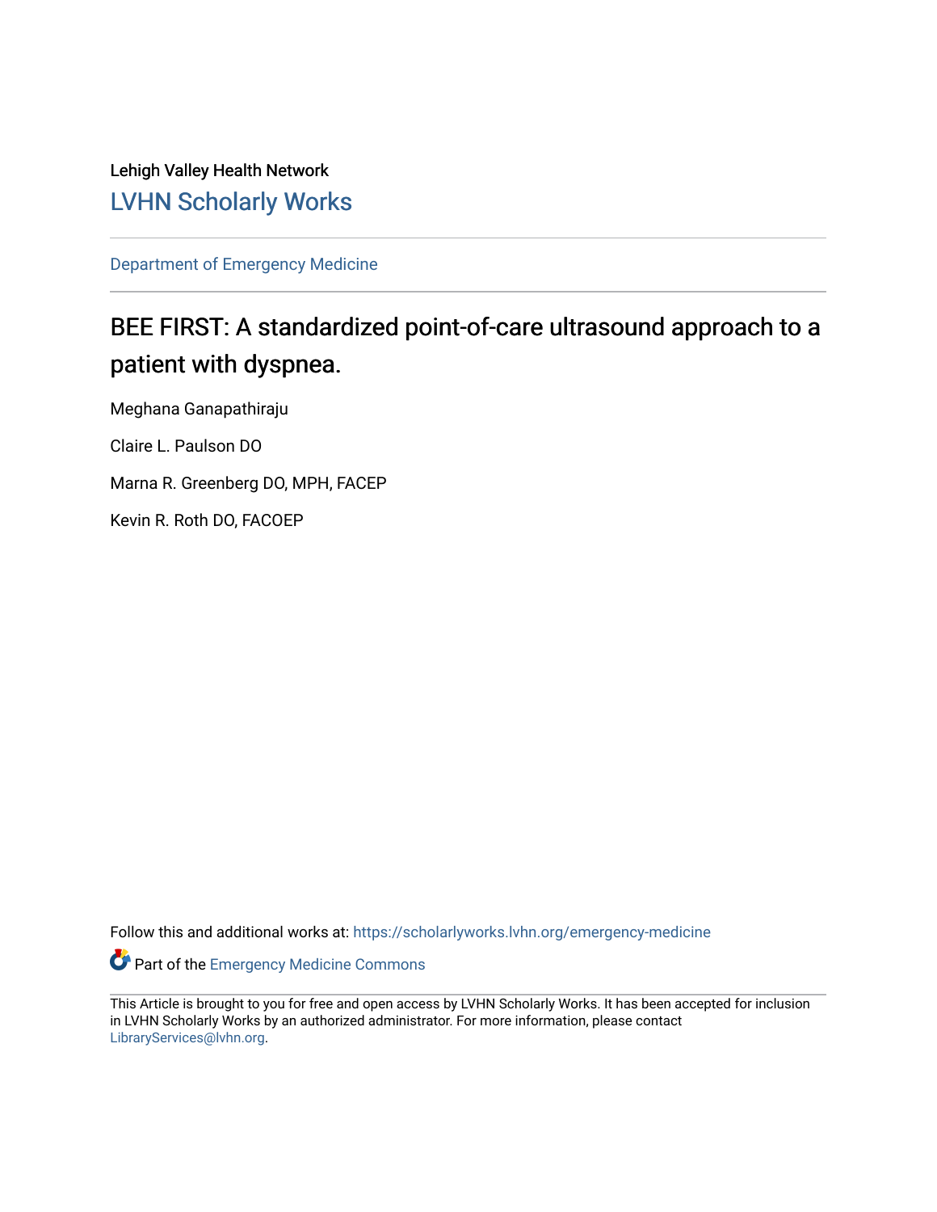Lehigh Valley Health Network

LVHN Scholarly Works

Department of Emergency Medicine

# BEE FIRST: A standardized point-of-care ultrasound approach to a patient with dyspnea.

Meghana Ganapathiraju

Claire L. Paulson DO

Marna R. Greenberg DO, MPH, FACEP

Kevin R. Roth DO, FACOEP

Follow this and additional works at: https://scholarlyworks.lvhn.org/emergency-medicine

Part of the Emergency Medicine Commons

This Article is brought to you for free and open access by LVHN Scholarly Works. It has been accepted for inclusion in LVHN Scholarly Works by an authorized administrator. For more information, please contact LibraryServices@lvhn.org.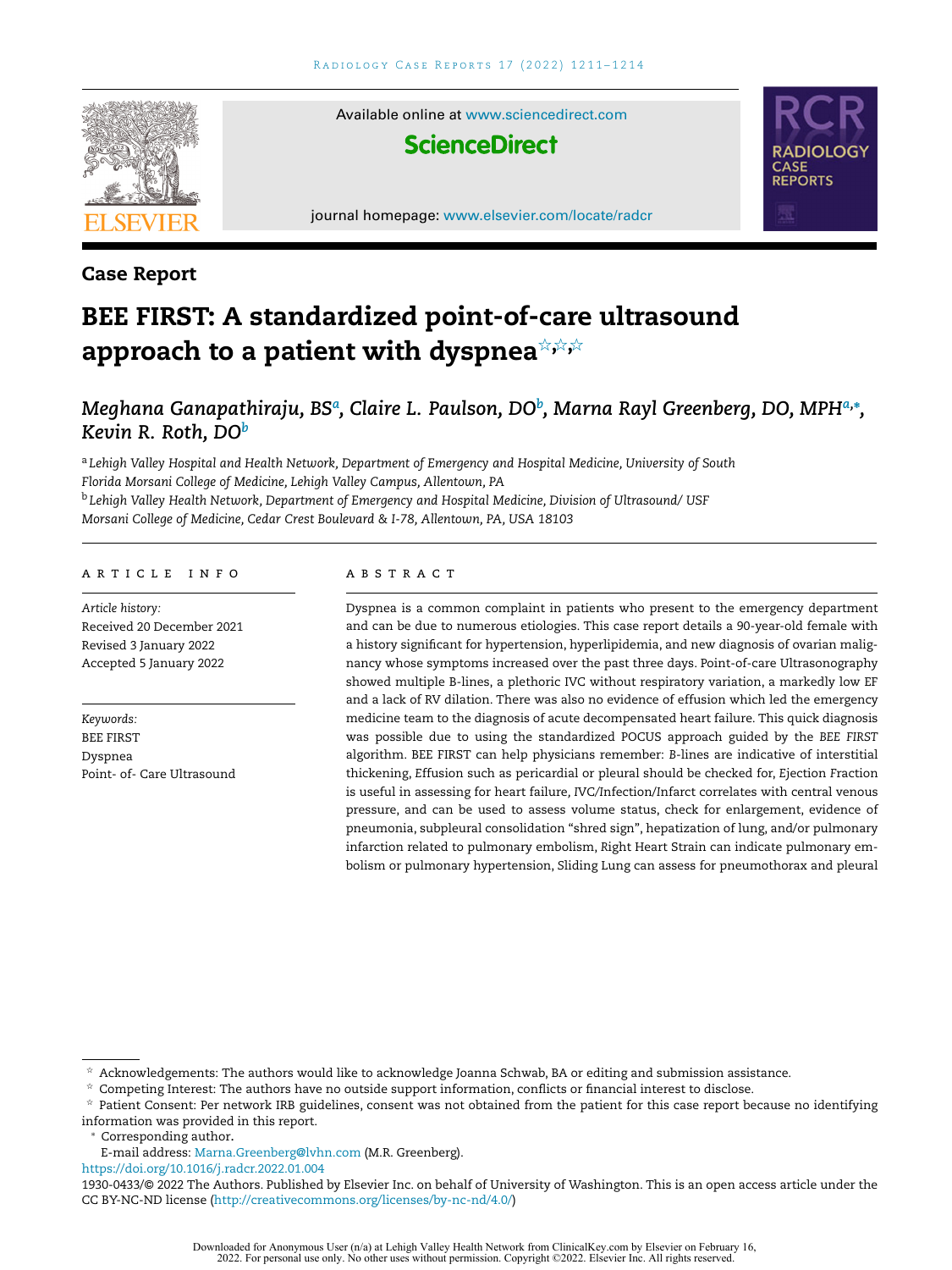## Case Report

# BEE FIRST: A standardized point-of-care ultrasound approach to a patient with dyspnea☆,☆,☆

*Meghana Ganapathiraju, BS*[a], *Claire L. Paulson, DO*[b], *Marna Rayl Greenberg, DO, MPH*[a,*], *Kevin R. Roth, DO*[b]

[a] *Lehigh Valley Hospital and Health Network, Department of Emergency and Hospital Medicine, University of South Florida Morsani College of Medicine, Lehigh Valley Campus, Allentown, PA*

[b] *Lehigh Valley Health Network, Department of Emergency and Hospital Medicine, Division of Ultrasound/ USF Morsani College of Medicine, Cedar Crest Boulevard & I-78, Allentown, PA, USA 18103*

### ARTICLE INFO

*Article history:*
Received 20 December 2021
Revised 3 January 2022
Accepted 5 January 2022

*Keywords:*
BEE FIRST
Dyspnea
Point- of- Care Ultrasound

### ABSTRACT

Dyspnea is a common complaint in patients who present to the emergency department and can be due to numerous etiologies. This case report details a 90-year-old female with a history significant for hypertension, hyperlipidemia, and new diagnosis of ovarian malignancy whose symptoms increased over the past three days. Point-of-care Ultrasonography showed multiple B-lines, a plethoric IVC without respiratory variation, a markedly low EF and a lack of RV dilation. There was also no evidence of effusion which led the emergency medicine team to the diagnosis of acute decompensated heart failure. This quick diagnosis was possible due to using the standardized POCUS approach guided by the *BEE FIRST* algorithm. BEE FIRST can help physicians remember: *B*-lines are indicative of interstitial thickening, Effusion such as pericardial or pleural should be checked for, Ejection Fraction is useful in assessing for heart failure, IVC/Infection/Infarct correlates with central venous pressure, and can be used to assess volume status, check for enlargement, evidence of pneumonia, subpleural consolidation "shred sign", hepatization of lung, and/or pulmonary infarction related to pulmonary embolism, Right Heart Strain can indicate pulmonary embolism or pulmonary hypertension, Sliding Lung can assess for pneumothorax and pleural

☆ Acknowledgements: The authors would like to acknowledge Joanna Schwab, BA or editing and submission assistance.

☆ Competing Interest: The authors have no outside support information, conflicts or financial interest to disclose.

☆ Patient Consent: Per network IRB guidelines, consent was not obtained from the patient for this case report because no identifying information was provided in this report.

* Corresponding author.
E-mail address: Marna.Greenberg@lvhn.com (M.R. Greenberg).

https://doi.org/10.1016/j.radcr.2022.01.004

1930-0433/© 2022 The Authors. Published by Elsevier Inc. on behalf of University of Washington. This is an open access article under the CC BY-NC-ND license (http://creativecommons.org/licenses/by-nc-nd/4.0/)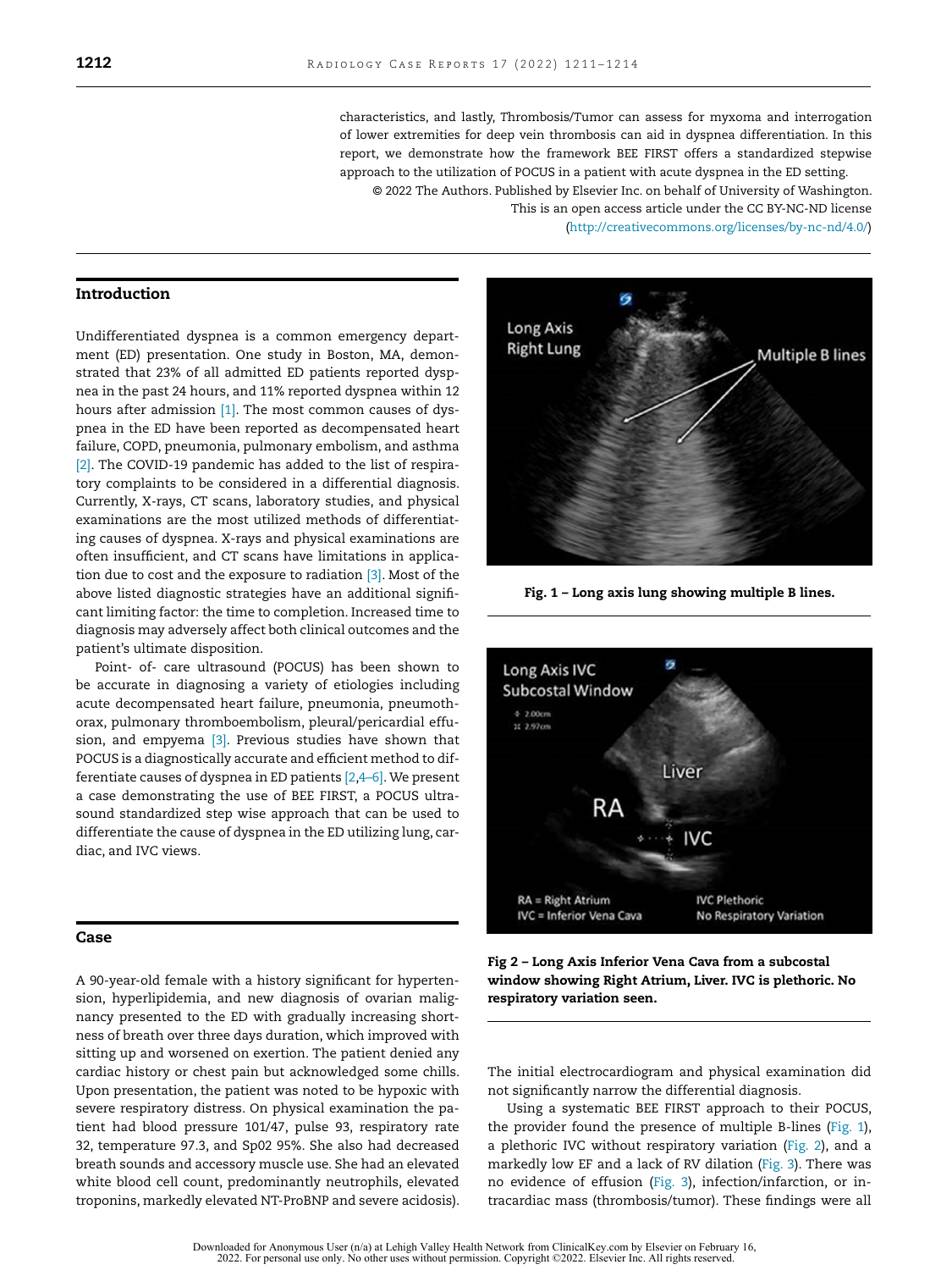characteristics, and lastly, Thrombosis/Tumor can assess for myxoma and interrogation of lower extremities for deep vein thrombosis can aid in dyspnea differentiation. In this report, we demonstrate how the framework BEE FIRST offers a standardized stepwise approach to the utilization of POCUS in a patient with acute dyspnea in the ED setting.

© 2022 The Authors. Published by Elsevier Inc. on behalf of University of Washington. This is an open access article under the CC BY-NC-ND license (http://creativecommons.org/licenses/by-nc-nd/4.0/)

## Introduction

Undifferentiated dyspnea is a common emergency department (ED) presentation. One study in Boston, MA, demonstrated that 23% of all admitted ED patients reported dyspnea in the past 24 hours, and 11% reported dyspnea within 12 hours after admission [1]. The most common causes of dyspnea in the ED have been reported as decompensated heart failure, COPD, pneumonia, pulmonary embolism, and asthma [2]. The COVID-19 pandemic has added to the list of respiratory complaints to be considered in a differential diagnosis. Currently, X-rays, CT scans, laboratory studies, and physical examinations are the most utilized methods of differentiating causes of dyspnea. X-rays and physical examinations are often insufficient, and CT scans have limitations in application due to cost and the exposure to radiation [3]. Most of the above listed diagnostic strategies have an additional significant limiting factor: the time to completion. Increased time to diagnosis may adversely affect both clinical outcomes and the patient's ultimate disposition.

Point- of- care ultrasound (POCUS) has been shown to be accurate in diagnosing a variety of etiologies including acute decompensated heart failure, pneumonia, pneumothorax, pulmonary thromboembolism, pleural/pericardial effusion, and empyema [3]. Previous studies have shown that POCUS is a diagnostically accurate and efficient method to differentiate causes of dyspnea in ED patients [2,4–6]. We present a case demonstrating the use of BEE FIRST, a POCUS ultrasound standardized step wise approach that can be used to differentiate the cause of dyspnea in the ED utilizing lung, cardiac, and IVC views.

**Fig. 1 – Long axis lung showing multiple B lines.**

**Fig 2 – Long Axis Inferior Vena Cava from a subcostal window showing Right Atrium, Liver. IVC is plethoric. No respiratory variation seen.**

## Case

A 90-year-old female with a history significant for hypertension, hyperlipidemia, and new diagnosis of ovarian malignancy presented to the ED with gradually increasing shortness of breath over three days duration, which improved with sitting up and worsened on exertion. The patient denied any cardiac history or chest pain but acknowledged some chills. Upon presentation, the patient was noted to be hypoxic with severe respiratory distress. On physical examination the patient had blood pressure 101/47, pulse 93, respiratory rate 32, temperature 97.3, and Sp02 95%. She also had decreased breath sounds and accessory muscle use. She had an elevated white blood cell count, predominantly neutrophils, elevated troponins, markedly elevated NT-ProBNP and severe acidosis). The initial electrocardiogram and physical examination did not significantly narrow the differential diagnosis.

Using a systematic BEE FIRST approach to their POCUS, the provider found the presence of multiple B-lines (Fig. 1), a plethoric IVC without respiratory variation (Fig. 2), and a markedly low EF and a lack of RV dilation (Fig. 3). There was no evidence of effusion (Fig. 3), infection/infarction, or intracardiac mass (thrombosis/tumor). These findings were all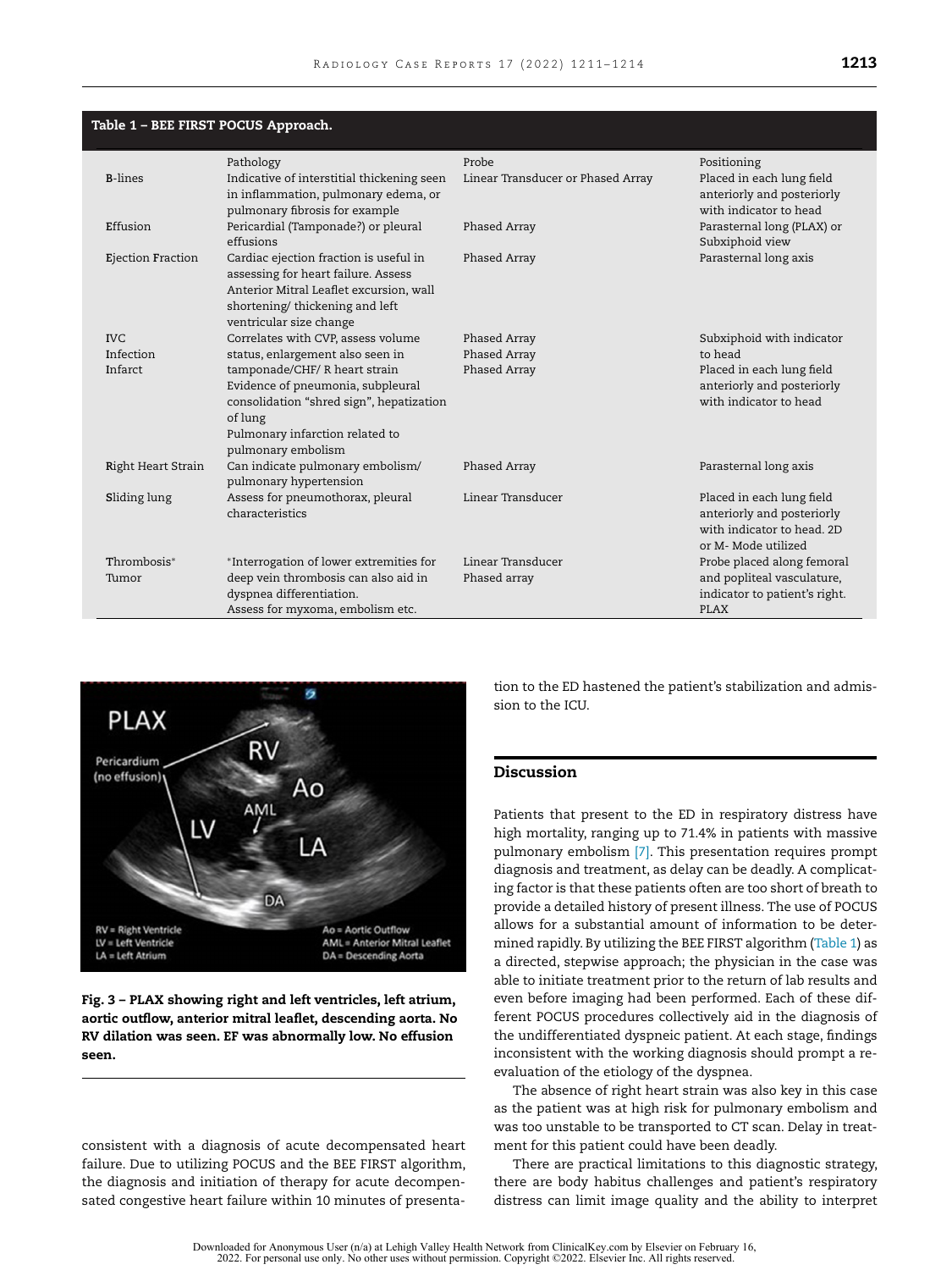**Table 1 – BEE FIRST POCUS Approach.**

| | Pathology | Probe | Positioning |
|---|---|---|---|
| **B**-lines | Indicative of interstitial thickening seen in inflammation, pulmonary edema, or pulmonary fibrosis for example | Linear Transducer or Phased Array | Placed in each lung field anteriorly and posteriorly with indicator to head |
| **E**ffusion | Pericardial (Tamponade?) or pleural effusions | Phased Array | Parasternal long (PLAX) or Subxiphoid view |
| **E**jection Fraction | Cardiac ejection fraction is useful in assessing for heart failure. Assess Anterior Mitral Leaflet excursion, wall shortening/ thickening and left ventricular size change | Phased Array | Parasternal long axis |
| **I**VC | Correlates with CVP, assess volume status, enlargement also seen in tamponade/CHF/ R heart strain | Phased Array | Subxiphoid with indicator to head |
| Infection | Evidence of pneumonia, subpleural consolidation "shred sign", hepatization of lung | Phased Array | Placed in each lung field anteriorly and posteriorly with indicator to head |
| Infarct | Pulmonary infarction related to pulmonary embolism | Phased Array | |
| **R**ight Heart Strain | Can indicate pulmonary embolism/ pulmonary hypertension | Phased Array | Parasternal long axis |
| **S**liding lung | Assess for pneumothorax, pleural characteristics | Linear Transducer | Placed in each lung field anteriorly and posteriorly with indicator to head. 2D or M- Mode utilized |
| **T**hrombosis* | *Interrogation of lower extremities for deep vein thrombosis can also aid in dyspnea differentiation. | Linear Transducer | Probe placed along femoral and popliteal vasculature, indicator to patient's right. |
| Tumor | Assess for myxoma, embolism etc. | Phased array | PLAX |

**Fig. 3 – PLAX showing right and left ventricles, left atrium, aortic outflow, anterior mitral leaflet, descending aorta. No RV dilation was seen. EF was abnormally low. No effusion seen.**

consistent with a diagnosis of acute decompensated heart failure. Due to utilizing POCUS and the BEE FIRST algorithm, the diagnosis and initiation of therapy for acute decompensated congestive heart failure within 10 minutes of presentation to the ED hastened the patient's stabilization and admission to the ICU.

## Discussion

Patients that present to the ED in respiratory distress have high mortality, ranging up to 71.4% in patients with massive pulmonary embolism [7]. This presentation requires prompt diagnosis and treatment, as delay can be deadly. A complicating factor is that these patients often are too short of breath to provide a detailed history of present illness. The use of POCUS allows for a substantial amount of information to be determined rapidly. By utilizing the BEE FIRST algorithm (Table 1) as a directed, stepwise approach; the physician in the case was able to initiate treatment prior to the return of lab results and even before imaging had been performed. Each of these different POCUS procedures collectively aid in the diagnosis of the undifferentiated dyspneic patient. At each stage, findings inconsistent with the working diagnosis should prompt a re-evaluation of the etiology of the dyspnea.

The absence of right heart strain was also key in this case as the patient was at high risk for pulmonary embolism and was too unstable to be transported to CT scan. Delay in treatment for this patient could have been deadly.

There are practical limitations to this diagnostic strategy, there are body habitus challenges and patient's respiratory distress can limit image quality and the ability to interpret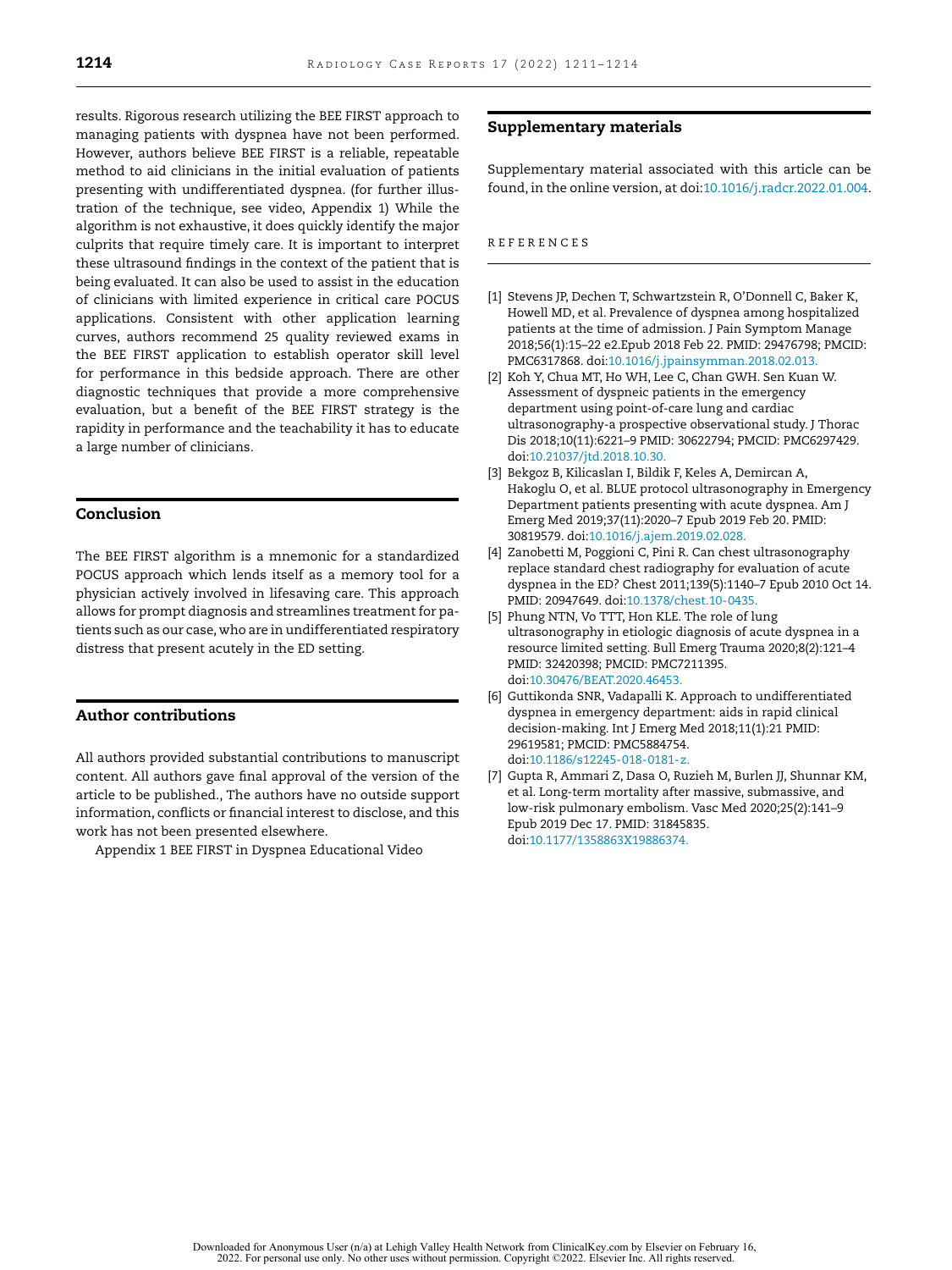results. Rigorous research utilizing the BEE FIRST approach to managing patients with dyspnea have not been performed. However, authors believe BEE FIRST is a reliable, repeatable method to aid clinicians in the initial evaluation of patients presenting with undifferentiated dyspnea. (for further illustration of the technique, see video, Appendix 1) While the algorithm is not exhaustive, it does quickly identify the major culprits that require timely care. It is important to interpret these ultrasound findings in the context of the patient that is being evaluated. It can also be used to assist in the education of clinicians with limited experience in critical care POCUS applications. Consistent with other application learning curves, authors recommend 25 quality reviewed exams in the BEE FIRST application to establish operator skill level for performance in this bedside approach. There are other diagnostic techniques that provide a more comprehensive evaluation, but a benefit of the BEE FIRST strategy is the rapidity in performance and the teachability it has to educate a large number of clinicians.

## Conclusion

The BEE FIRST algorithm is a mnemonic for a standardized POCUS approach which lends itself as a memory tool for a physician actively involved in lifesaving care. This approach allows for prompt diagnosis and streamlines treatment for patients such as our case, who are in undifferentiated respiratory distress that present acutely in the ED setting.

## Author contributions

All authors provided substantial contributions to manuscript content. All authors gave final approval of the version of the article to be published., The authors have no outside support information, conflicts or financial interest to disclose, and this work has not been presented elsewhere.

Appendix 1 BEE FIRST in Dyspnea Educational Video

## Supplementary materials

Supplementary material associated with this article can be found, in the online version, at doi:10.1016/j.radcr.2022.01.004.

## REFERENCES

[1] Stevens JP, Dechen T, Schwartzstein R, O'Donnell C, Baker K, Howell MD, et al. Prevalence of dyspnea among hospitalized patients at the time of admission. J Pain Symptom Manage 2018;56(1):15–22 e2.Epub 2018 Feb 22. PMID: 29476798; PMCID: PMC6317868. doi:10.1016/j.jpainsymman.2018.02.013.

[2] Koh Y, Chua MT, Ho WH, Lee C, Chan GWH. Sen Kuan W. Assessment of dyspneic patients in the emergency department using point-of-care lung and cardiac ultrasonography-a prospective observational study. J Thorac Dis 2018;10(11):6221–9 PMID: 30622794; PMCID: PMC6297429. doi:10.21037/jtd.2018.10.30.

[3] Bekgoz B, Kilicaslan I, Bildik F, Keles A, Demircan A, Hakoglu O, et al. BLUE protocol ultrasonography in Emergency Department patients presenting with acute dyspnea. Am J Emerg Med 2019;37(11):2020–7 Epub 2019 Feb 20. PMID: 30819579. doi:10.1016/j.ajem.2019.02.028.

[4] Zanobetti M, Poggioni C, Pini R. Can chest ultrasonography replace standard chest radiography for evaluation of acute dyspnea in the ED? Chest 2011;139(5):1140–7 Epub 2010 Oct 14. PMID: 20947649. doi:10.1378/chest.10-0435.

[5] Phung NTN, Vo TTT, Hon KLE. The role of lung ultrasonography in etiologic diagnosis of acute dyspnea in a resource limited setting. Bull Emerg Trauma 2020;8(2):121–4 PMID: 32420398; PMCID: PMC7211395. doi:10.30476/BEAT.2020.46453.

[6] Guttikonda SNR, Vadapalli K. Approach to undifferentiated dyspnea in emergency department: aids in rapid clinical decision-making. Int J Emerg Med 2018;11(1):21 PMID: 29619581; PMCID: PMC5884754. doi:10.1186/s12245-018-0181-z.

[7] Gupta R, Ammari Z, Dasa O, Ruzieh M, Burlen JJ, Shunnar KM, et al. Long-term mortality after massive, submassive, and low-risk pulmonary embolism. Vasc Med 2020;25(2):141–9 Epub 2019 Dec 17. PMID: 31845835. doi:10.1177/1358863X19886374.